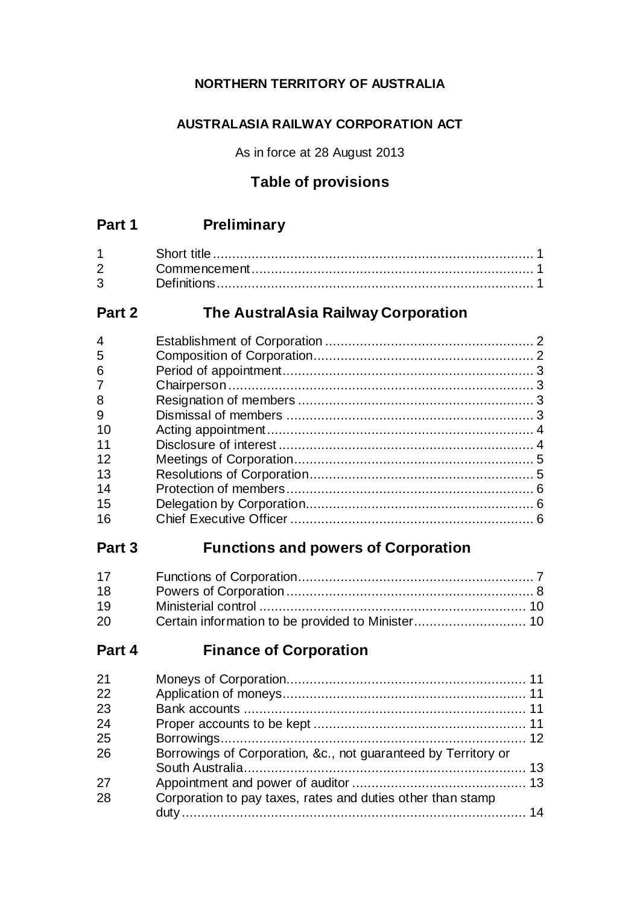**NORTHERN TERRITORY OF AUSTRALIA**

**AUSTRALASIA RAILWAY CORPORATION ACT**

As in force at 28 August 2013

## Table of provisions

## Part 1 Preliminary

| | | |
|---|---|---|
| 1 | Short title | 1 |
| 2 | Commencement | 1 |
| 3 | Definitions | 1 |

## Part 2 The AustralAsia Railway Corporation

| | | |
|---|---|---|
| 4 | Establishment of Corporation | 2 |
| 5 | Composition of Corporation | 2 |
| 6 | Period of appointment | 3 |
| 7 | Chairperson | 3 |
| 8 | Resignation of members | 3 |
| 9 | Dismissal of members | 3 |
| 10 | Acting appointment | 4 |
| 11 | Disclosure of interest | 4 |
| 12 | Meetings of Corporation | 5 |
| 13 | Resolutions of Corporation | 5 |
| 14 | Protection of members | 6 |
| 15 | Delegation by Corporation | 6 |
| 16 | Chief Executive Officer | 6 |

## Part 3 Functions and powers of Corporation

| | | |
|---|---|---|
| 17 | Functions of Corporation | 7 |
| 18 | Powers of Corporation | 8 |
| 19 | Ministerial control | 10 |
| 20 | Certain information to be provided to Minister | 10 |

## Part 4 Finance of Corporation

| | | |
|---|---|---|
| 21 | Moneys of Corporation | 11 |
| 22 | Application of moneys | 11 |
| 23 | Bank accounts | 11 |
| 24 | Proper accounts to be kept | 11 |
| 25 | Borrowings | 12 |
| 26 | Borrowings of Corporation, &c., not guaranteed by Territory or South Australia | 13 |
| 27 | Appointment and power of auditor | 13 |
| 28 | Corporation to pay taxes, rates and duties other than stamp duty | 14 |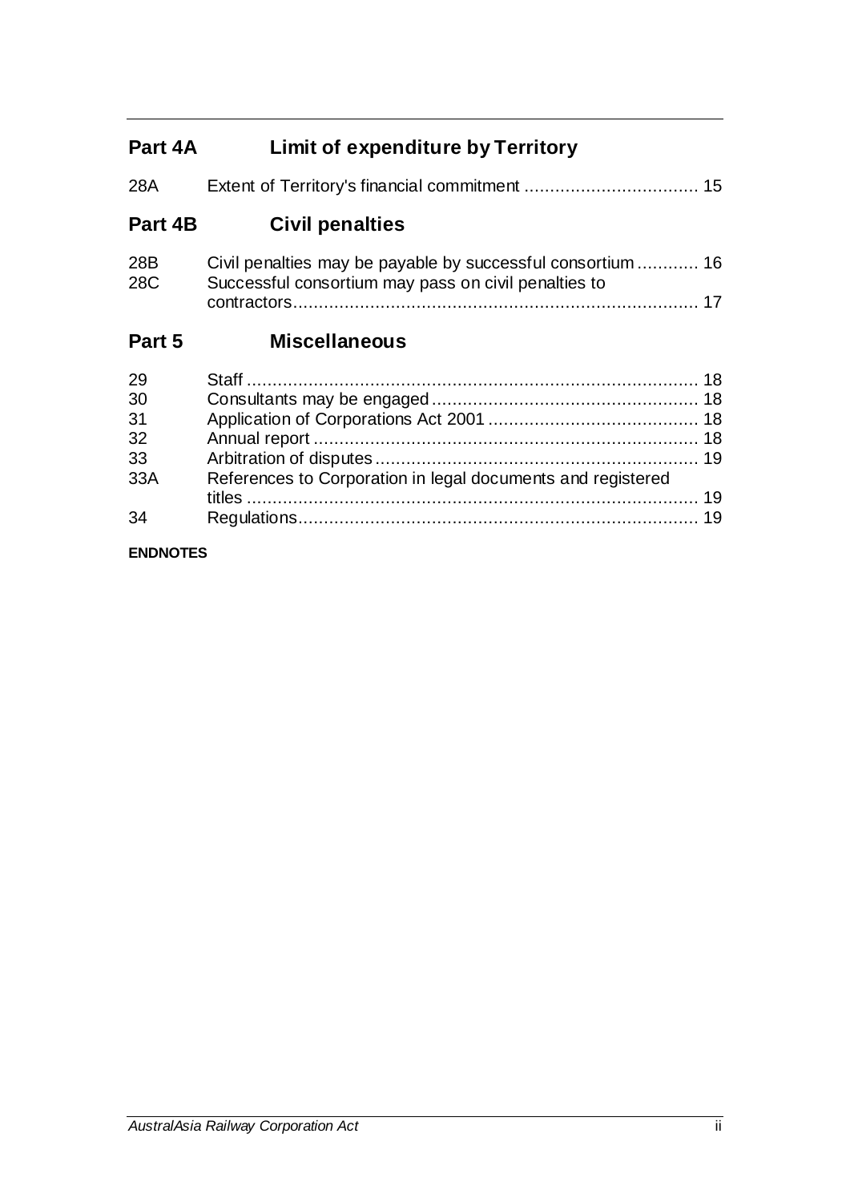## Part 4A Limit of expenditure by Territory

28A Extent of Territory's financial commitment .................................. 15

## Part 4B Civil penalties

28B Civil penalties may be payable by successful consortium ............ 16
28C Successful consortium may pass on civil penalties to contractors.............................................................................. 17

## Part 5 Miscellaneous

29 Staff ....................................................................................... 18
30 Consultants may be engaged .................................................... 18
31 Application of Corporations Act 2001 ......................................... 18
32 Annual report ........................................................................... 18
33 Arbitration of disputes ............................................................... 19
33A References to Corporation in legal documents and registered titles ........................................................................................ 19
34 Regulations.............................................................................. 19

**ENDNOTES**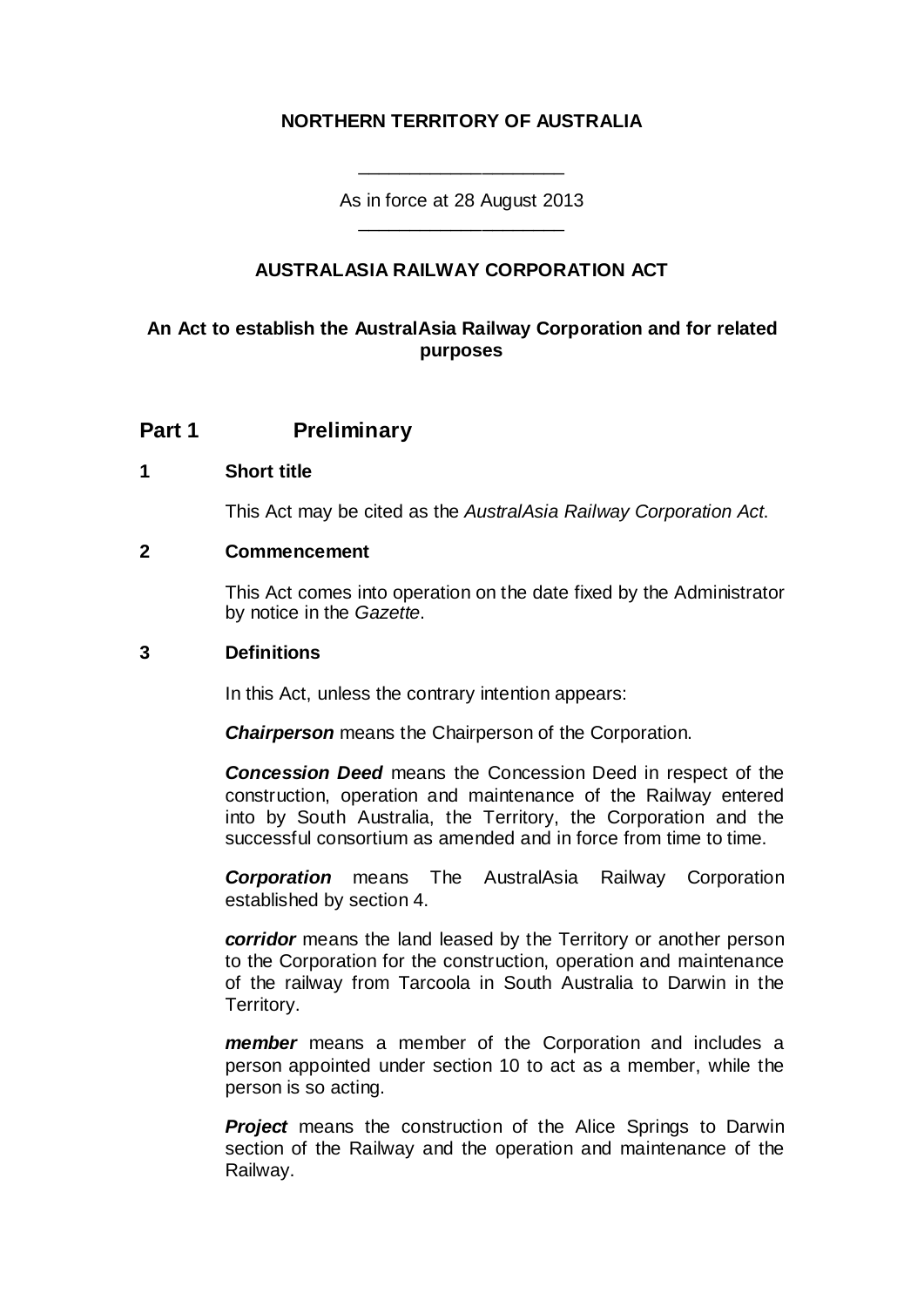**NORTHERN TERRITORY OF AUSTRALIA**

____________________

As in force at 28 August 2013

____________________

**AUSTRALASIA RAILWAY CORPORATION ACT**

**An Act to establish the AustralAsia Railway Corporation and for related purposes**

## Part 1 Preliminary

### 1 Short title

This Act may be cited as the *AustralAsia Railway Corporation Act*.

### 2 Commencement

This Act comes into operation on the date fixed by the Administrator by notice in the *Gazette*.

### 3 Definitions

In this Act, unless the contrary intention appears:

***Chairperson*** means the Chairperson of the Corporation.

***Concession Deed*** means the Concession Deed in respect of the construction, operation and maintenance of the Railway entered into by South Australia, the Territory, the Corporation and the successful consortium as amended and in force from time to time.

***Corporation*** means The AustralAsia Railway Corporation established by section 4.

***corridor*** means the land leased by the Territory or another person to the Corporation for the construction, operation and maintenance of the railway from Tarcoola in South Australia to Darwin in the Territory.

***member*** means a member of the Corporation and includes a person appointed under section 10 to act as a member, while the person is so acting.

***Project*** means the construction of the Alice Springs to Darwin section of the Railway and the operation and maintenance of the Railway.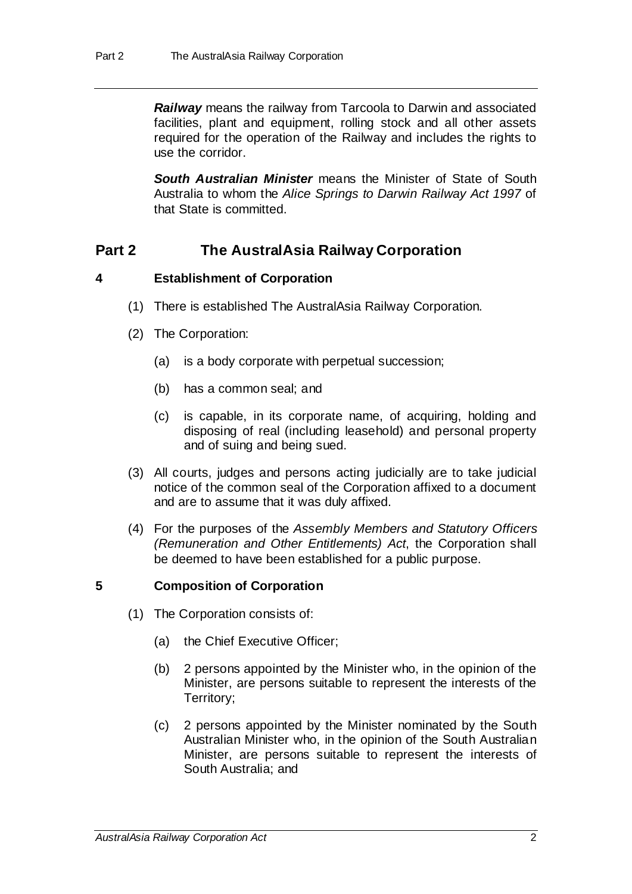***Railway*** means the railway from Tarcoola to Darwin and associated facilities, plant and equipment, rolling stock and all other assets required for the operation of the Railway and includes the rights to use the corridor.

***South Australian Minister*** means the Minister of State of South Australia to whom the *Alice Springs to Darwin Railway Act 1997* of that State is committed.

## Part 2 The AustralAsia Railway Corporation

### 4 Establishment of Corporation

(1) There is established The AustralAsia Railway Corporation.

(2) The Corporation:

(a) is a body corporate with perpetual succession;

(b) has a common seal; and

(c) is capable, in its corporate name, of acquiring, holding and disposing of real (including leasehold) and personal property and of suing and being sued.

(3) All courts, judges and persons acting judicially are to take judicial notice of the common seal of the Corporation affixed to a document and are to assume that it was duly affixed.

(4) For the purposes of the *Assembly Members and Statutory Officers (Remuneration and Other Entitlements) Act*, the Corporation shall be deemed to have been established for a public purpose.

### 5 Composition of Corporation

(1) The Corporation consists of:

(a) the Chief Executive Officer;

(b) 2 persons appointed by the Minister who, in the opinion of the Minister, are persons suitable to represent the interests of the Territory;

(c) 2 persons appointed by the Minister nominated by the South Australian Minister who, in the opinion of the South Australian Minister, are persons suitable to represent the interests of South Australia; and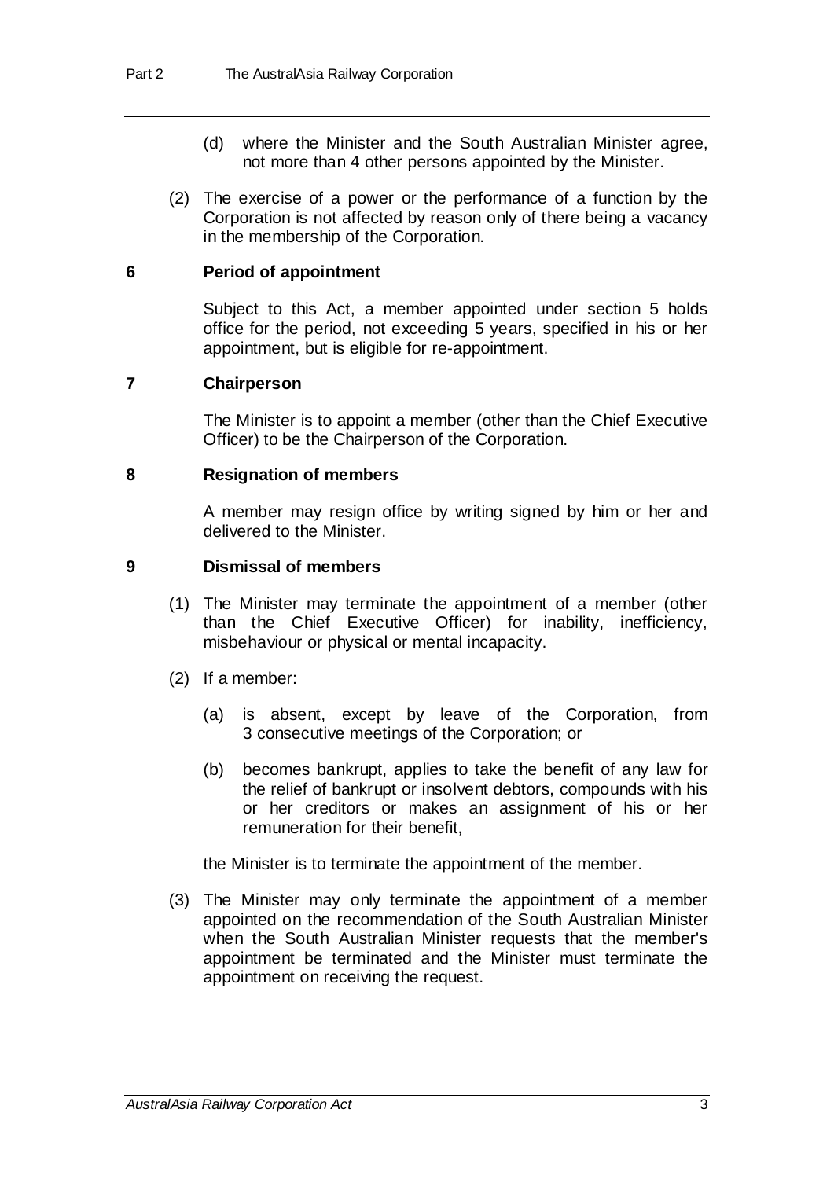(d) where the Minister and the South Australian Minister agree, not more than 4 other persons appointed by the Minister.

(2) The exercise of a power or the performance of a function by the Corporation is not affected by reason only of there being a vacancy in the membership of the Corporation.

### 6 Period of appointment

Subject to this Act, a member appointed under section 5 holds office for the period, not exceeding 5 years, specified in his or her appointment, but is eligible for re-appointment.

### 7 Chairperson

The Minister is to appoint a member (other than the Chief Executive Officer) to be the Chairperson of the Corporation.

### 8 Resignation of members

A member may resign office by writing signed by him or her and delivered to the Minister.

### 9 Dismissal of members

(1) The Minister may terminate the appointment of a member (other than the Chief Executive Officer) for inability, inefficiency, misbehaviour or physical or mental incapacity.

(2) If a member:

(a) is absent, except by leave of the Corporation, from 3 consecutive meetings of the Corporation; or

(b) becomes bankrupt, applies to take the benefit of any law for the relief of bankrupt or insolvent debtors, compounds with his or her creditors or makes an assignment of his or her remuneration for their benefit,

the Minister is to terminate the appointment of the member.

(3) The Minister may only terminate the appointment of a member appointed on the recommendation of the South Australian Minister when the South Australian Minister requests that the member's appointment be terminated and the Minister must terminate the appointment on receiving the request.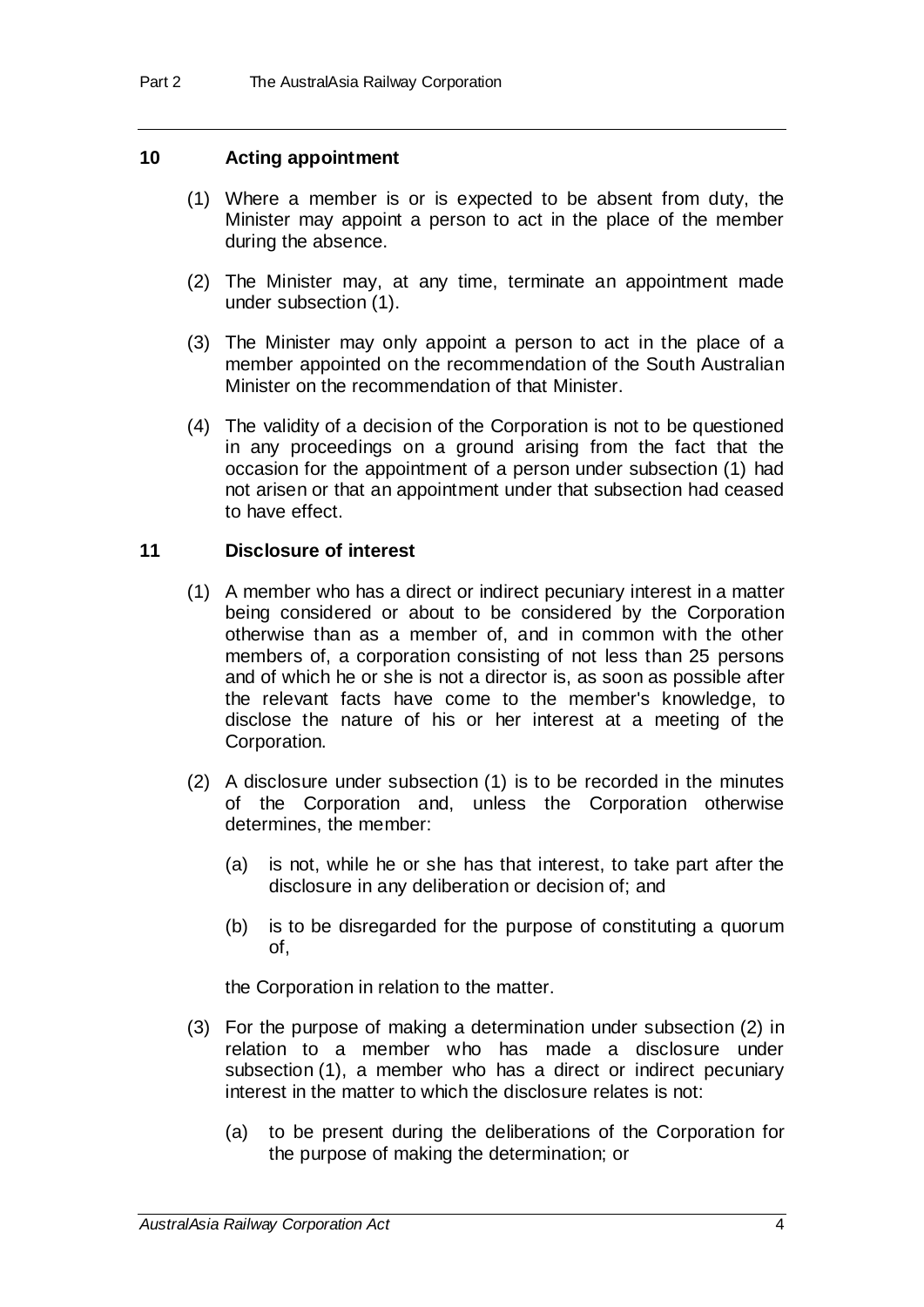## 10 Acting appointment

(1) Where a member is or is expected to be absent from duty, the Minister may appoint a person to act in the place of the member during the absence.

(2) The Minister may, at any time, terminate an appointment made under subsection (1).

(3) The Minister may only appoint a person to act in the place of a member appointed on the recommendation of the South Australian Minister on the recommendation of that Minister.

(4) The validity of a decision of the Corporation is not to be questioned in any proceedings on a ground arising from the fact that the occasion for the appointment of a person under subsection (1) had not arisen or that an appointment under that subsection had ceased to have effect.

## 11 Disclosure of interest

(1) A member who has a direct or indirect pecuniary interest in a matter being considered or about to be considered by the Corporation otherwise than as a member of, and in common with the other members of, a corporation consisting of not less than 25 persons and of which he or she is not a director is, as soon as possible after the relevant facts have come to the member's knowledge, to disclose the nature of his or her interest at a meeting of the Corporation.

(2) A disclosure under subsection (1) is to be recorded in the minutes of the Corporation and, unless the Corporation otherwise determines, the member:

(a) is not, while he or she has that interest, to take part after the disclosure in any deliberation or decision of; and

(b) is to be disregarded for the purpose of constituting a quorum of,

the Corporation in relation to the matter.

(3) For the purpose of making a determination under subsection (2) in relation to a member who has made a disclosure under subsection (1), a member who has a direct or indirect pecuniary interest in the matter to which the disclosure relates is not:

(a) to be present during the deliberations of the Corporation for the purpose of making the determination; or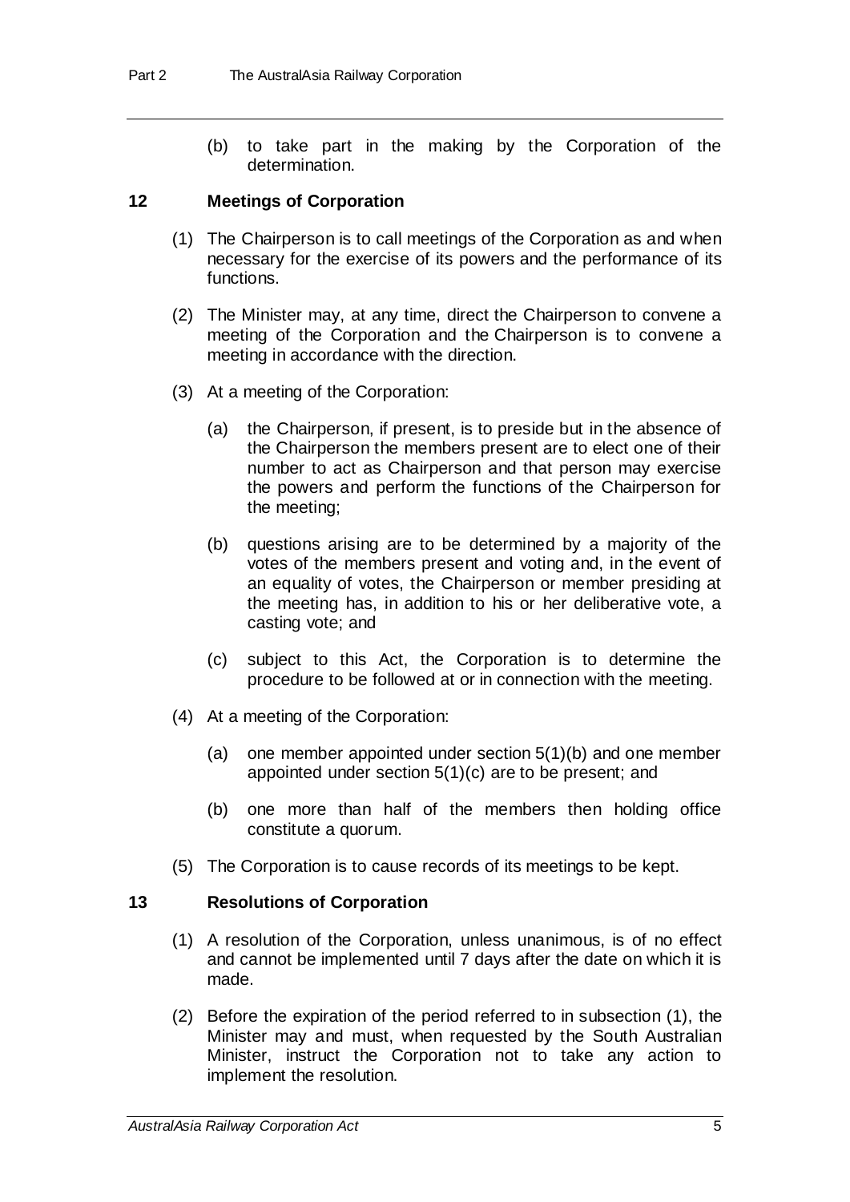(b) to take part in the making by the Corporation of the determination.

## 12 Meetings of Corporation

(1) The Chairperson is to call meetings of the Corporation as and when necessary for the exercise of its powers and the performance of its functions.

(2) The Minister may, at any time, direct the Chairperson to convene a meeting of the Corporation and the Chairperson is to convene a meeting in accordance with the direction.

(3) At a meeting of the Corporation:

(a) the Chairperson, if present, is to preside but in the absence of the Chairperson the members present are to elect one of their number to act as Chairperson and that person may exercise the powers and perform the functions of the Chairperson for the meeting;

(b) questions arising are to be determined by a majority of the votes of the members present and voting and, in the event of an equality of votes, the Chairperson or member presiding at the meeting has, in addition to his or her deliberative vote, a casting vote; and

(c) subject to this Act, the Corporation is to determine the procedure to be followed at or in connection with the meeting.

(4) At a meeting of the Corporation:

(a) one member appointed under section 5(1)(b) and one member appointed under section 5(1)(c) are to be present; and

(b) one more than half of the members then holding office constitute a quorum.

(5) The Corporation is to cause records of its meetings to be kept.

## 13 Resolutions of Corporation

(1) A resolution of the Corporation, unless unanimous, is of no effect and cannot be implemented until 7 days after the date on which it is made.

(2) Before the expiration of the period referred to in subsection (1), the Minister may and must, when requested by the South Australian Minister, instruct the Corporation not to take any action to implement the resolution.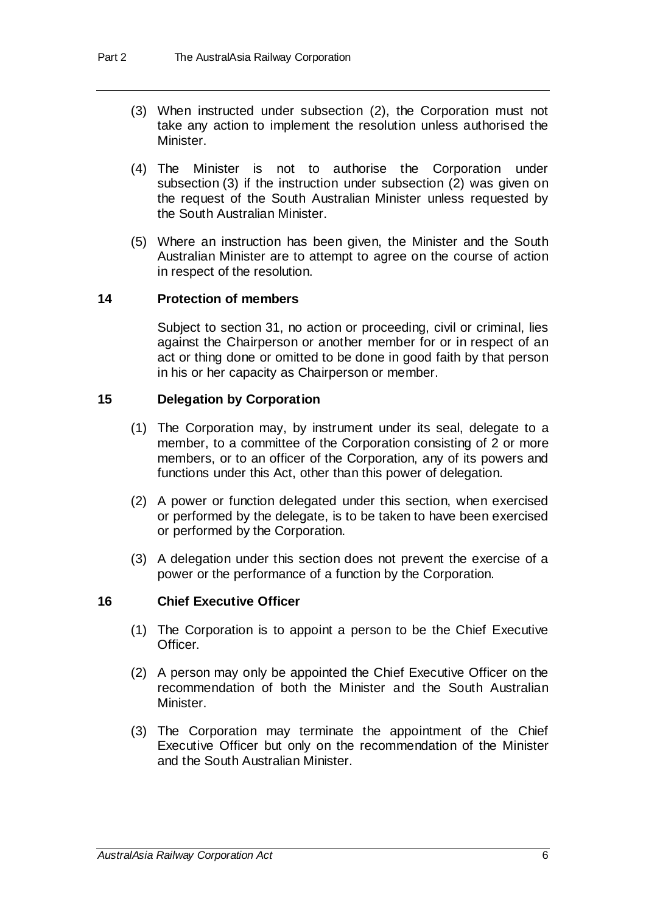(3) When instructed under subsection (2), the Corporation must not take any action to implement the resolution unless authorised the Minister.

(4) The Minister is not to authorise the Corporation under subsection (3) if the instruction under subsection (2) was given on the request of the South Australian Minister unless requested by the South Australian Minister.

(5) Where an instruction has been given, the Minister and the South Australian Minister are to attempt to agree on the course of action in respect of the resolution.

### 14 Protection of members

Subject to section 31, no action or proceeding, civil or criminal, lies against the Chairperson or another member for or in respect of an act or thing done or omitted to be done in good faith by that person in his or her capacity as Chairperson or member.

### 15 Delegation by Corporation

(1) The Corporation may, by instrument under its seal, delegate to a member, to a committee of the Corporation consisting of 2 or more members, or to an officer of the Corporation, any of its powers and functions under this Act, other than this power of delegation.

(2) A power or function delegated under this section, when exercised or performed by the delegate, is to be taken to have been exercised or performed by the Corporation.

(3) A delegation under this section does not prevent the exercise of a power or the performance of a function by the Corporation.

### 16 Chief Executive Officer

(1) The Corporation is to appoint a person to be the Chief Executive Officer.

(2) A person may only be appointed the Chief Executive Officer on the recommendation of both the Minister and the South Australian Minister.

(3) The Corporation may terminate the appointment of the Chief Executive Officer but only on the recommendation of the Minister and the South Australian Minister.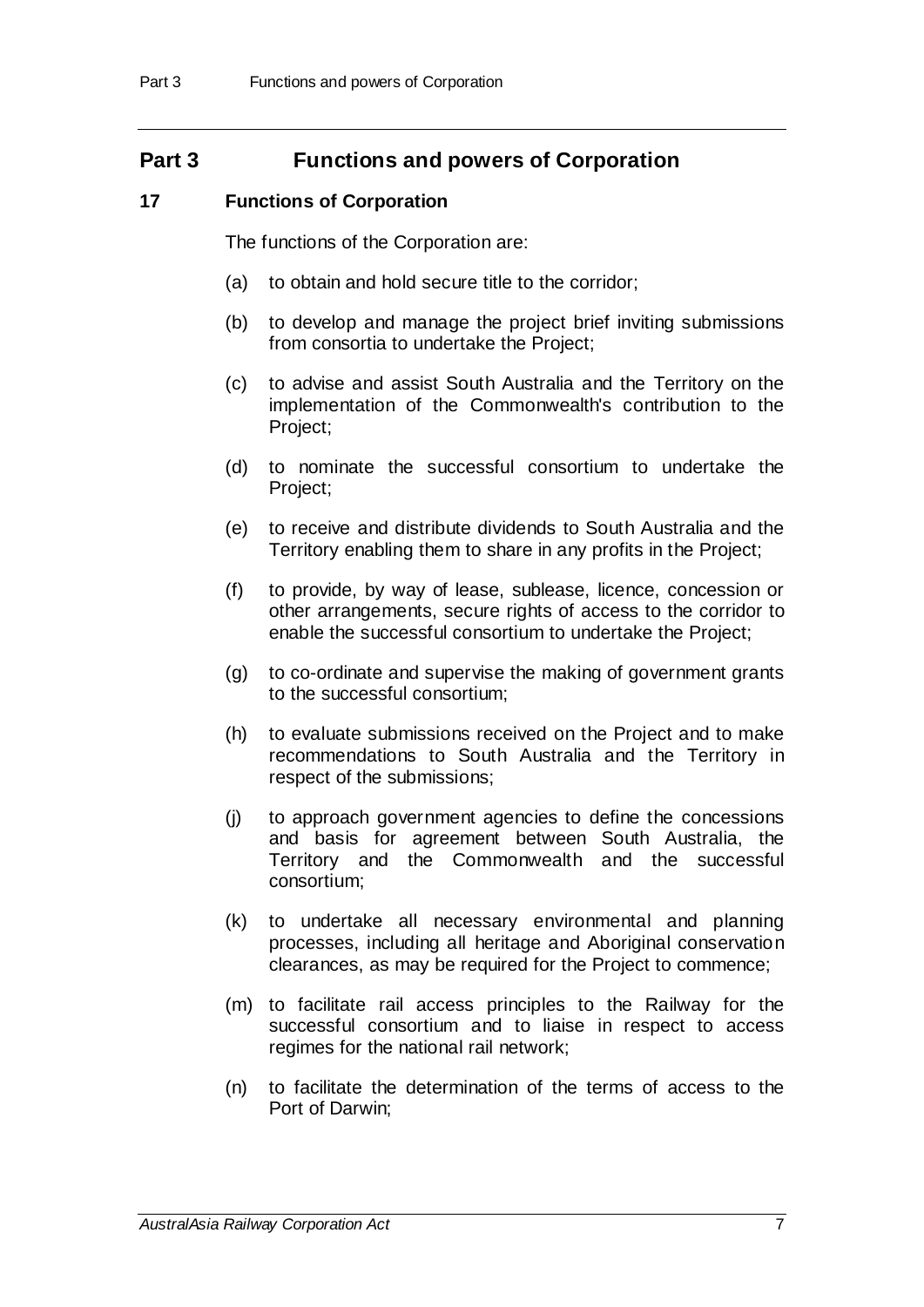# Part 3 Functions and powers of Corporation

## 17 Functions of Corporation

The functions of the Corporation are:

(a) to obtain and hold secure title to the corridor;

(b) to develop and manage the project brief inviting submissions from consortia to undertake the Project;

(c) to advise and assist South Australia and the Territory on the implementation of the Commonwealth's contribution to the Project;

(d) to nominate the successful consortium to undertake the Project;

(e) to receive and distribute dividends to South Australia and the Territory enabling them to share in any profits in the Project;

(f) to provide, by way of lease, sublease, licence, concession or other arrangements, secure rights of access to the corridor to enable the successful consortium to undertake the Project;

(g) to co-ordinate and supervise the making of government grants to the successful consortium;

(h) to evaluate submissions received on the Project and to make recommendations to South Australia and the Territory in respect of the submissions;

(j) to approach government agencies to define the concessions and basis for agreement between South Australia, the Territory and the Commonwealth and the successful consortium;

(k) to undertake all necessary environmental and planning processes, including all heritage and Aboriginal conservation clearances, as may be required for the Project to commence;

(m) to facilitate rail access principles to the Railway for the successful consortium and to liaise in respect to access regimes for the national rail network;

(n) to facilitate the determination of the terms of access to the Port of Darwin;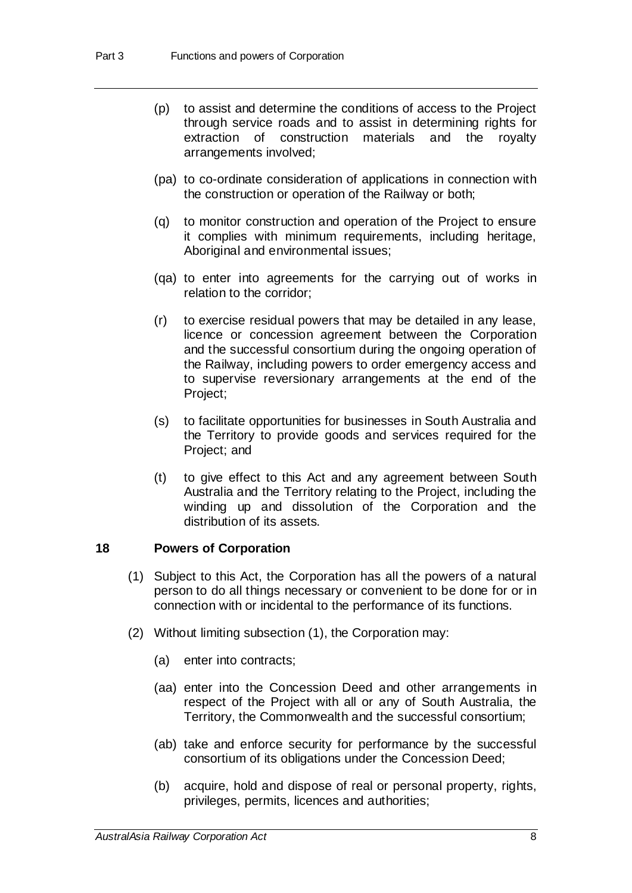(p) to assist and determine the conditions of access to the Project through service roads and to assist in determining rights for extraction of construction materials and the royalty arrangements involved;

(pa) to co-ordinate consideration of applications in connection with the construction or operation of the Railway or both;

(q) to monitor construction and operation of the Project to ensure it complies with minimum requirements, including heritage, Aboriginal and environmental issues;

(qa) to enter into agreements for the carrying out of works in relation to the corridor;

(r) to exercise residual powers that may be detailed in any lease, licence or concession agreement between the Corporation and the successful consortium during the ongoing operation of the Railway, including powers to order emergency access and to supervise reversionary arrangements at the end of the Project;

(s) to facilitate opportunities for businesses in South Australia and the Territory to provide goods and services required for the Project; and

(t) to give effect to this Act and any agreement between South Australia and the Territory relating to the Project, including the winding up and dissolution of the Corporation and the distribution of its assets.

### 18 Powers of Corporation

(1) Subject to this Act, the Corporation has all the powers of a natural person to do all things necessary or convenient to be done for or in connection with or incidental to the performance of its functions.

(2) Without limiting subsection (1), the Corporation may:

(a) enter into contracts;

(aa) enter into the Concession Deed and other arrangements in respect of the Project with all or any of South Australia, the Territory, the Commonwealth and the successful consortium;

(ab) take and enforce security for performance by the successful consortium of its obligations under the Concession Deed;

(b) acquire, hold and dispose of real or personal property, rights, privileges, permits, licences and authorities;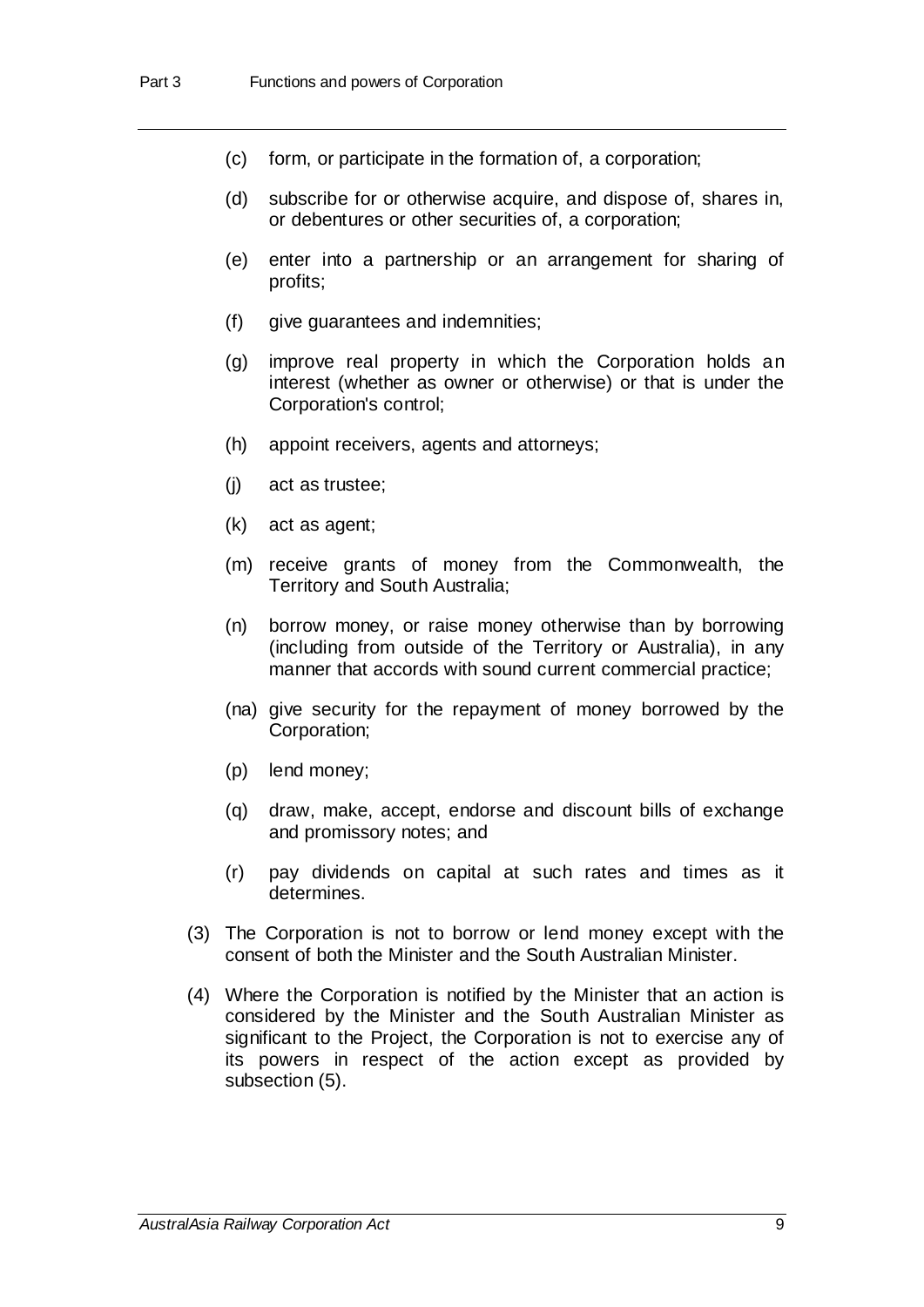(c) form, or participate in the formation of, a corporation;

(d) subscribe for or otherwise acquire, and dispose of, shares in, or debentures or other securities of, a corporation;

(e) enter into a partnership or an arrangement for sharing of profits;

(f) give guarantees and indemnities;

(g) improve real property in which the Corporation holds an interest (whether as owner or otherwise) or that is under the Corporation's control;

(h) appoint receivers, agents and attorneys;

(j) act as trustee;

(k) act as agent;

(m) receive grants of money from the Commonwealth, the Territory and South Australia;

(n) borrow money, or raise money otherwise than by borrowing (including from outside of the Territory or Australia), in any manner that accords with sound current commercial practice;

(na) give security for the repayment of money borrowed by the Corporation;

(p) lend money;

(q) draw, make, accept, endorse and discount bills of exchange and promissory notes; and

(r) pay dividends on capital at such rates and times as it determines.

(3) The Corporation is not to borrow or lend money except with the consent of both the Minister and the South Australian Minister.

(4) Where the Corporation is notified by the Minister that an action is considered by the Minister and the South Australian Minister as significant to the Project, the Corporation is not to exercise any of its powers in respect of the action except as provided by subsection (5).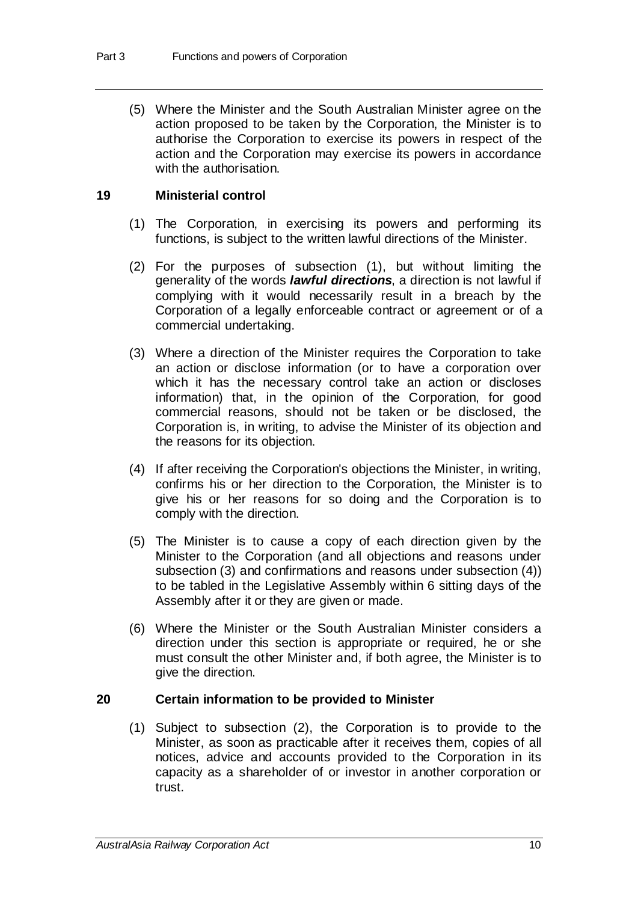(5) Where the Minister and the South Australian Minister agree on the action proposed to be taken by the Corporation, the Minister is to authorise the Corporation to exercise its powers in respect of the action and the Corporation may exercise its powers in accordance with the authorisation.

### 19 Ministerial control

(1) The Corporation, in exercising its powers and performing its functions, is subject to the written lawful directions of the Minister.

(2) For the purposes of subsection (1), but without limiting the generality of the words ***lawful directions***, a direction is not lawful if complying with it would necessarily result in a breach by the Corporation of a legally enforceable contract or agreement or of a commercial undertaking.

(3) Where a direction of the Minister requires the Corporation to take an action or disclose information (or to have a corporation over which it has the necessary control take an action or discloses information) that, in the opinion of the Corporation, for good commercial reasons, should not be taken or be disclosed, the Corporation is, in writing, to advise the Minister of its objection and the reasons for its objection.

(4) If after receiving the Corporation's objections the Minister, in writing, confirms his or her direction to the Corporation, the Minister is to give his or her reasons for so doing and the Corporation is to comply with the direction.

(5) The Minister is to cause a copy of each direction given by the Minister to the Corporation (and all objections and reasons under subsection (3) and confirmations and reasons under subsection (4)) to be tabled in the Legislative Assembly within 6 sitting days of the Assembly after it or they are given or made.

(6) Where the Minister or the South Australian Minister considers a direction under this section is appropriate or required, he or she must consult the other Minister and, if both agree, the Minister is to give the direction.

### 20 Certain information to be provided to Minister

(1) Subject to subsection (2), the Corporation is to provide to the Minister, as soon as practicable after it receives them, copies of all notices, advice and accounts provided to the Corporation in its capacity as a shareholder of or investor in another corporation or trust.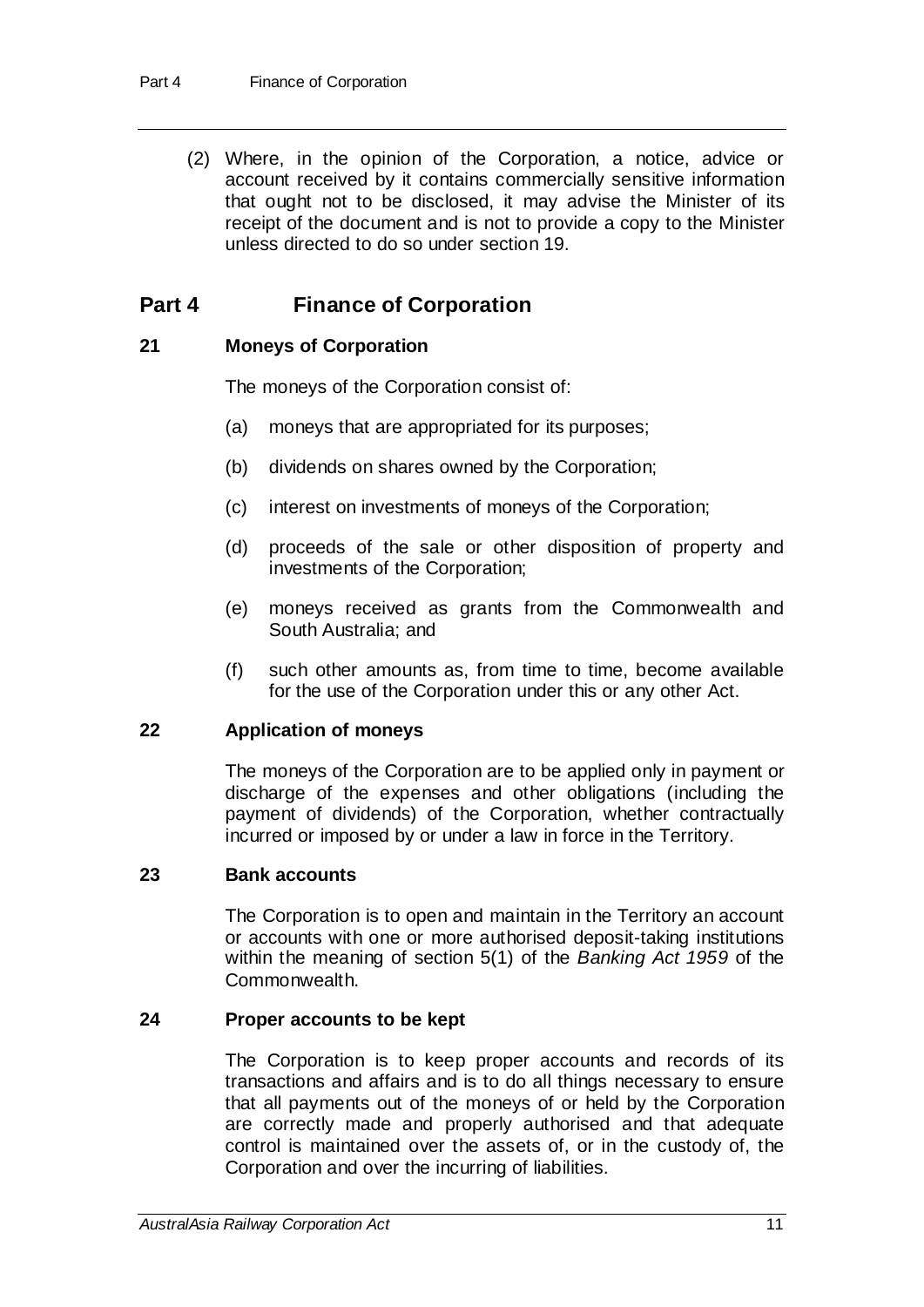(2) Where, in the opinion of the Corporation, a notice, advice or account received by it contains commercially sensitive information that ought not to be disclosed, it may advise the Minister of its receipt of the document and is not to provide a copy to the Minister unless directed to do so under section 19.

## Part 4 Finance of Corporation

### 21 Moneys of Corporation

The moneys of the Corporation consist of:

(a) moneys that are appropriated for its purposes;

(b) dividends on shares owned by the Corporation;

(c) interest on investments of moneys of the Corporation;

(d) proceeds of the sale or other disposition of property and investments of the Corporation;

(e) moneys received as grants from the Commonwealth and South Australia; and

(f) such other amounts as, from time to time, become available for the use of the Corporation under this or any other Act.

### 22 Application of moneys

The moneys of the Corporation are to be applied only in payment or discharge of the expenses and other obligations (including the payment of dividends) of the Corporation, whether contractually incurred or imposed by or under a law in force in the Territory.

### 23 Bank accounts

The Corporation is to open and maintain in the Territory an account or accounts with one or more authorised deposit-taking institutions within the meaning of section 5(1) of the *Banking Act 1959* of the Commonwealth.

### 24 Proper accounts to be kept

The Corporation is to keep proper accounts and records of its transactions and affairs and is to do all things necessary to ensure that all payments out of the moneys of or held by the Corporation are correctly made and properly authorised and that adequate control is maintained over the assets of, or in the custody of, the Corporation and over the incurring of liabilities.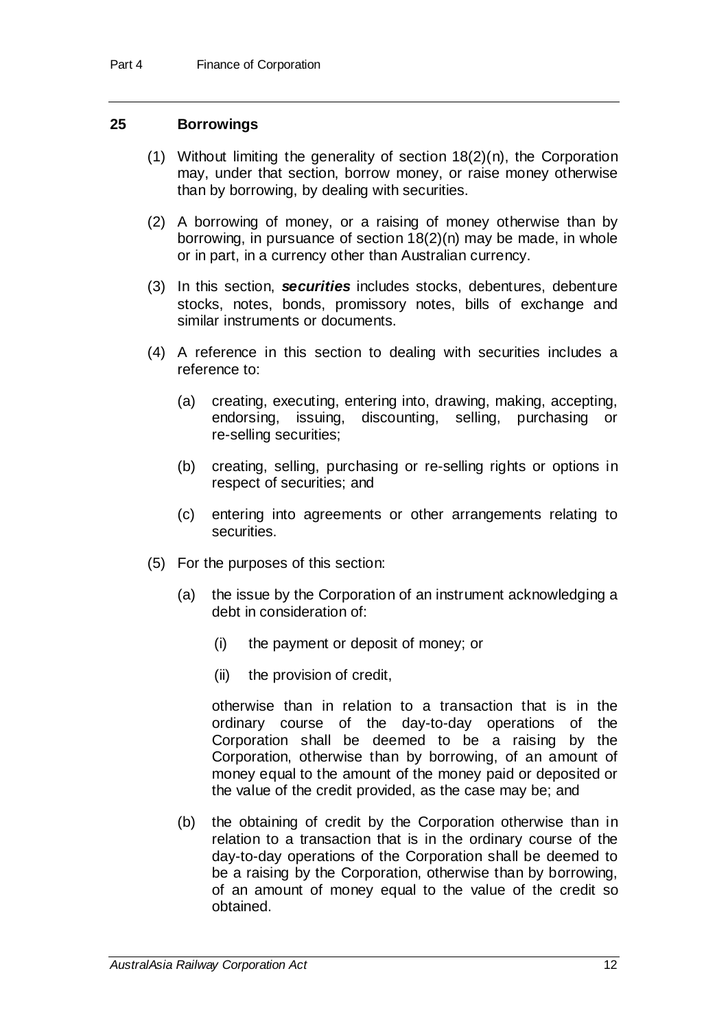## 25 Borrowings

(1) Without limiting the generality of section 18(2)(n), the Corporation may, under that section, borrow money, or raise money otherwise than by borrowing, by dealing with securities.

(2) A borrowing of money, or a raising of money otherwise than by borrowing, in pursuance of section 18(2)(n) may be made, in whole or in part, in a currency other than Australian currency.

(3) In this section, ***securities*** includes stocks, debentures, debenture stocks, notes, bonds, promissory notes, bills of exchange and similar instruments or documents.

(4) A reference in this section to dealing with securities includes a reference to:

(a) creating, executing, entering into, drawing, making, accepting, endorsing, issuing, discounting, selling, purchasing or re-selling securities;

(b) creating, selling, purchasing or re-selling rights or options in respect of securities; and

(c) entering into agreements or other arrangements relating to securities.

(5) For the purposes of this section:

(a) the issue by the Corporation of an instrument acknowledging a debt in consideration of:

(i) the payment or deposit of money; or

(ii) the provision of credit,

otherwise than in relation to a transaction that is in the ordinary course of the day-to-day operations of the Corporation shall be deemed to be a raising by the Corporation, otherwise than by borrowing, of an amount of money equal to the amount of the money paid or deposited or the value of the credit provided, as the case may be; and

(b) the obtaining of credit by the Corporation otherwise than in relation to a transaction that is in the ordinary course of the day-to-day operations of the Corporation shall be deemed to be a raising by the Corporation, otherwise than by borrowing, of an amount of money equal to the value of the credit so obtained.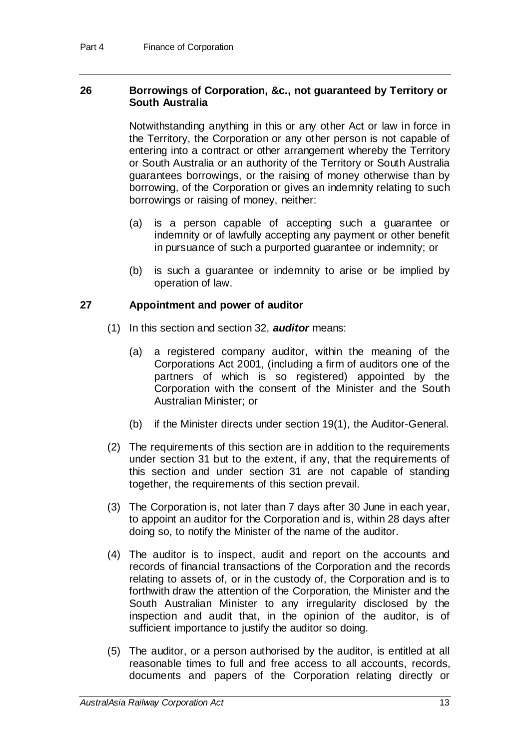## 26 Borrowings of Corporation, &c., not guaranteed by Territory or South Australia

Notwithstanding anything in this or any other Act or law in force in the Territory, the Corporation or any other person is not capable of entering into a contract or other arrangement whereby the Territory or South Australia or an authority of the Territory or South Australia guarantees borrowings, or the raising of money otherwise than by borrowing, of the Corporation or gives an indemnity relating to such borrowings or raising of money, neither:

(a) is a person capable of accepting such a guarantee or indemnity or of lawfully accepting any payment or other benefit in pursuance of such a purported guarantee or indemnity; or

(b) is such a guarantee or indemnity to arise or be implied by operation of law.

## 27 Appointment and power of auditor

(1) In this section and section 32, ***auditor*** means:

(a) a registered company auditor, within the meaning of the Corporations Act 2001, (including a firm of auditors one of the partners of which is so registered) appointed by the Corporation with the consent of the Minister and the South Australian Minister; or

(b) if the Minister directs under section 19(1), the Auditor-General.

(2) The requirements of this section are in addition to the requirements under section 31 but to the extent, if any, that the requirements of this section and under section 31 are not capable of standing together, the requirements of this section prevail.

(3) The Corporation is, not later than 7 days after 30 June in each year, to appoint an auditor for the Corporation and is, within 28 days after doing so, to notify the Minister of the name of the auditor.

(4) The auditor is to inspect, audit and report on the accounts and records of financial transactions of the Corporation and the records relating to assets of, or in the custody of, the Corporation and is to forthwith draw the attention of the Corporation, the Minister and the South Australian Minister to any irregularity disclosed by the inspection and audit that, in the opinion of the auditor, is of sufficient importance to justify the auditor so doing.

(5) The auditor, or a person authorised by the auditor, is entitled at all reasonable times to full and free access to all accounts, records, documents and papers of the Corporation relating directly or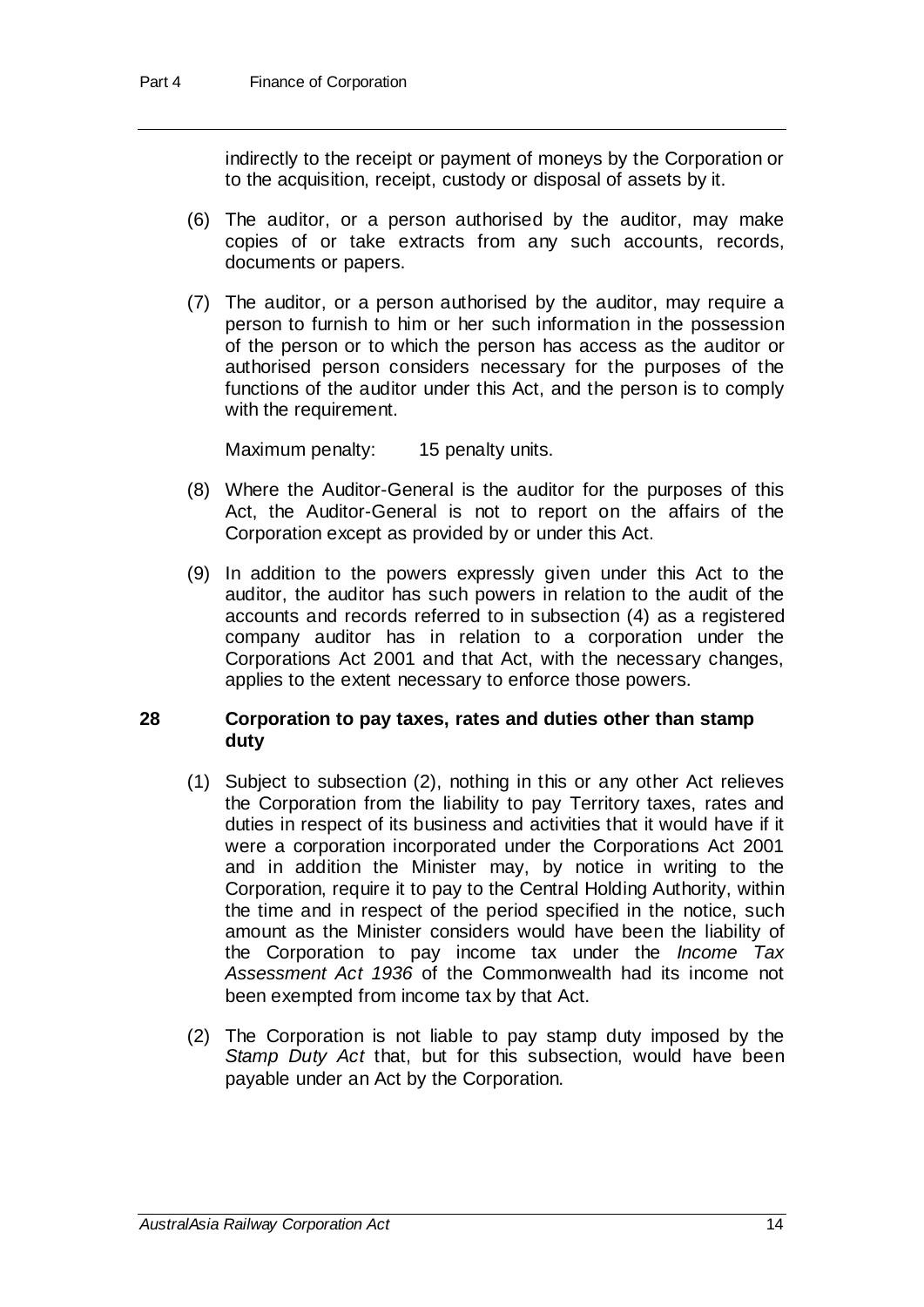indirectly to the receipt or payment of moneys by the Corporation or to the acquisition, receipt, custody or disposal of assets by it.

(6) The auditor, or a person authorised by the auditor, may make copies of or take extracts from any such accounts, records, documents or papers.

(7) The auditor, or a person authorised by the auditor, may require a person to furnish to him or her such information in the possession of the person or to which the person has access as the auditor or authorised person considers necessary for the purposes of the functions of the auditor under this Act, and the person is to comply with the requirement.

Maximum penalty: 15 penalty units.

(8) Where the Auditor-General is the auditor for the purposes of this Act, the Auditor-General is not to report on the affairs of the Corporation except as provided by or under this Act.

(9) In addition to the powers expressly given under this Act to the auditor, the auditor has such powers in relation to the audit of the accounts and records referred to in subsection (4) as a registered company auditor has in relation to a corporation under the Corporations Act 2001 and that Act, with the necessary changes, applies to the extent necessary to enforce those powers.

### 28 Corporation to pay taxes, rates and duties other than stamp duty

(1) Subject to subsection (2), nothing in this or any other Act relieves the Corporation from the liability to pay Territory taxes, rates and duties in respect of its business and activities that it would have if it were a corporation incorporated under the Corporations Act 2001 and in addition the Minister may, by notice in writing to the Corporation, require it to pay to the Central Holding Authority, within the time and in respect of the period specified in the notice, such amount as the Minister considers would have been the liability of the Corporation to pay income tax under the *Income Tax Assessment Act 1936* of the Commonwealth had its income not been exempted from income tax by that Act.

(2) The Corporation is not liable to pay stamp duty imposed by the *Stamp Duty Act* that, but for this subsection, would have been payable under an Act by the Corporation.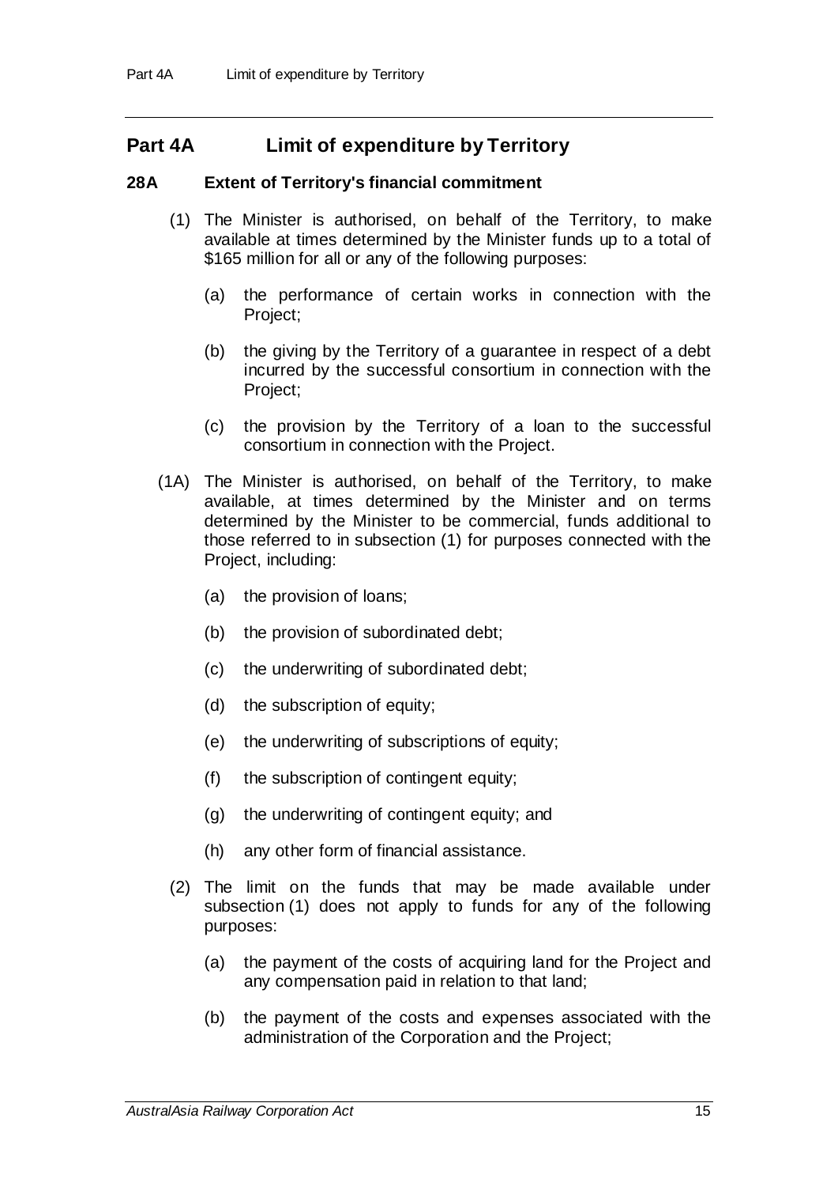## Part 4A Limit of expenditure by Territory

### 28A Extent of Territory's financial commitment

(1) The Minister is authorised, on behalf of the Territory, to make available at times determined by the Minister funds up to a total of $165 million for all or any of the following purposes:

(a) the performance of certain works in connection with the Project;

(b) the giving by the Territory of a guarantee in respect of a debt incurred by the successful consortium in connection with the Project;

(c) the provision by the Territory of a loan to the successful consortium in connection with the Project.

(1A) The Minister is authorised, on behalf of the Territory, to make available, at times determined by the Minister and on terms determined by the Minister to be commercial, funds additional to those referred to in subsection (1) for purposes connected with the Project, including:

(a) the provision of loans;

(b) the provision of subordinated debt;

(c) the underwriting of subordinated debt;

(d) the subscription of equity;

(e) the underwriting of subscriptions of equity;

(f) the subscription of contingent equity;

(g) the underwriting of contingent equity; and

(h) any other form of financial assistance.

(2) The limit on the funds that may be made available under subsection (1) does not apply to funds for any of the following purposes:

(a) the payment of the costs of acquiring land for the Project and any compensation paid in relation to that land;

(b) the payment of the costs and expenses associated with the administration of the Corporation and the Project;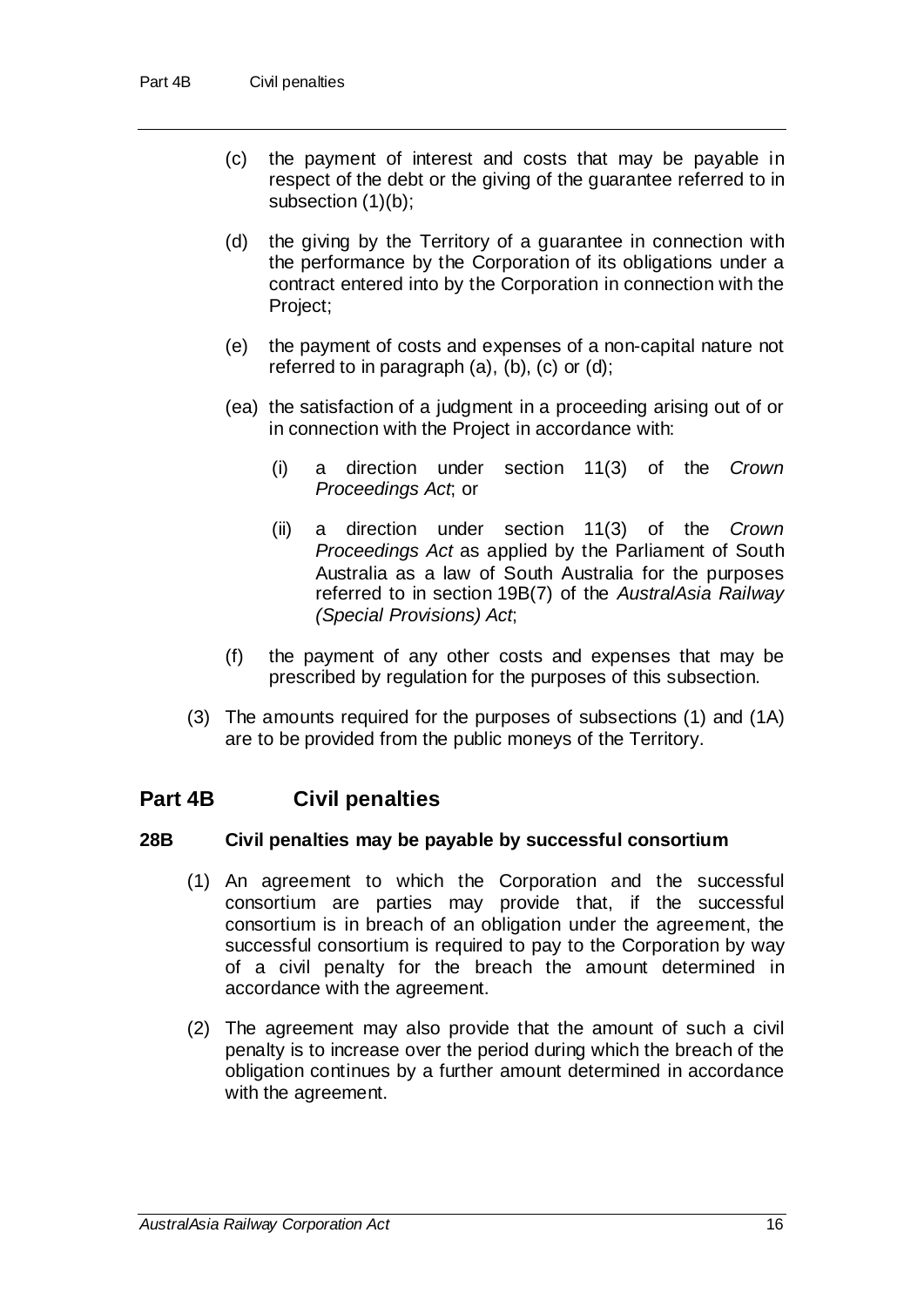(c) the payment of interest and costs that may be payable in respect of the debt or the giving of the guarantee referred to in subsection (1)(b);

(d) the giving by the Territory of a guarantee in connection with the performance by the Corporation of its obligations under a contract entered into by the Corporation in connection with the Project;

(e) the payment of costs and expenses of a non-capital nature not referred to in paragraph (a), (b), (c) or (d);

(ea) the satisfaction of a judgment in a proceeding arising out of or in connection with the Project in accordance with:

  (i) a direction under section 11(3) of the *Crown Proceedings Act*; or

  (ii) a direction under section 11(3) of the *Crown Proceedings Act* as applied by the Parliament of South Australia as a law of South Australia for the purposes referred to in section 19B(7) of the *AustralAsia Railway (Special Provisions) Act*;

(f) the payment of any other costs and expenses that may be prescribed by regulation for the purposes of this subsection.

(3) The amounts required for the purposes of subsections (1) and (1A) are to be provided from the public moneys of the Territory.

## Part 4B Civil penalties

### 28B Civil penalties may be payable by successful consortium

(1) An agreement to which the Corporation and the successful consortium are parties may provide that, if the successful consortium is in breach of an obligation under the agreement, the successful consortium is required to pay to the Corporation by way of a civil penalty for the breach the amount determined in accordance with the agreement.

(2) The agreement may also provide that the amount of such a civil penalty is to increase over the period during which the breach of the obligation continues by a further amount determined in accordance with the agreement.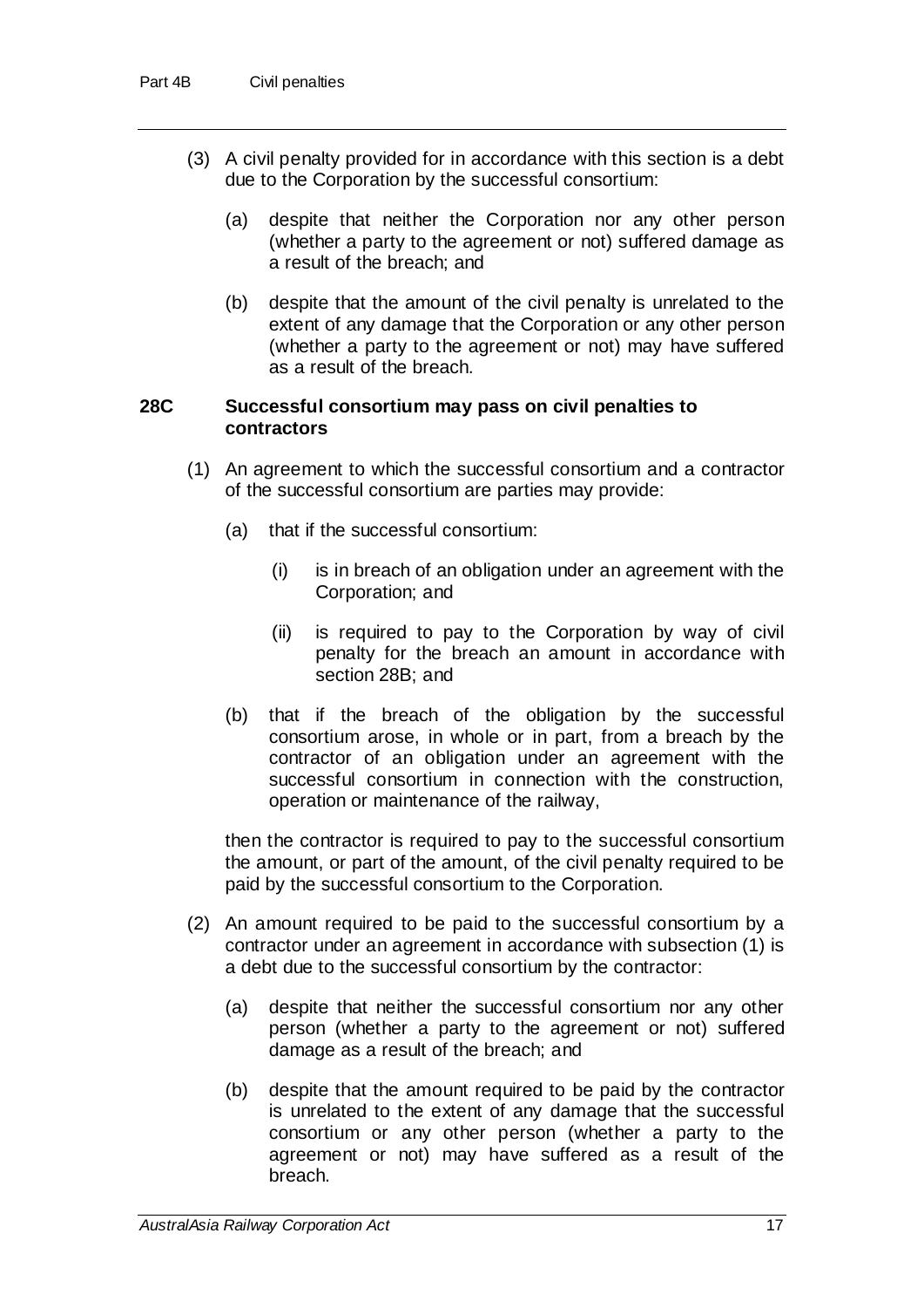(3) A civil penalty provided for in accordance with this section is a debt due to the Corporation by the successful consortium:

(a) despite that neither the Corporation nor any other person (whether a party to the agreement or not) suffered damage as a result of the breach; and

(b) despite that the amount of the civil penalty is unrelated to the extent of any damage that the Corporation or any other person (whether a party to the agreement or not) may have suffered as a result of the breach.

### 28C Successful consortium may pass on civil penalties to contractors

(1) An agreement to which the successful consortium and a contractor of the successful consortium are parties may provide:

(a) that if the successful consortium:

(i) is in breach of an obligation under an agreement with the Corporation; and

(ii) is required to pay to the Corporation by way of civil penalty for the breach an amount in accordance with section 28B; and

(b) that if the breach of the obligation by the successful consortium arose, in whole or in part, from a breach by the contractor of an obligation under an agreement with the successful consortium in connection with the construction, operation or maintenance of the railway,

then the contractor is required to pay to the successful consortium the amount, or part of the amount, of the civil penalty required to be paid by the successful consortium to the Corporation.

(2) An amount required to be paid to the successful consortium by a contractor under an agreement in accordance with subsection (1) is a debt due to the successful consortium by the contractor:

(a) despite that neither the successful consortium nor any other person (whether a party to the agreement or not) suffered damage as a result of the breach; and

(b) despite that the amount required to be paid by the contractor is unrelated to the extent of any damage that the successful consortium or any other person (whether a party to the agreement or not) may have suffered as a result of the breach.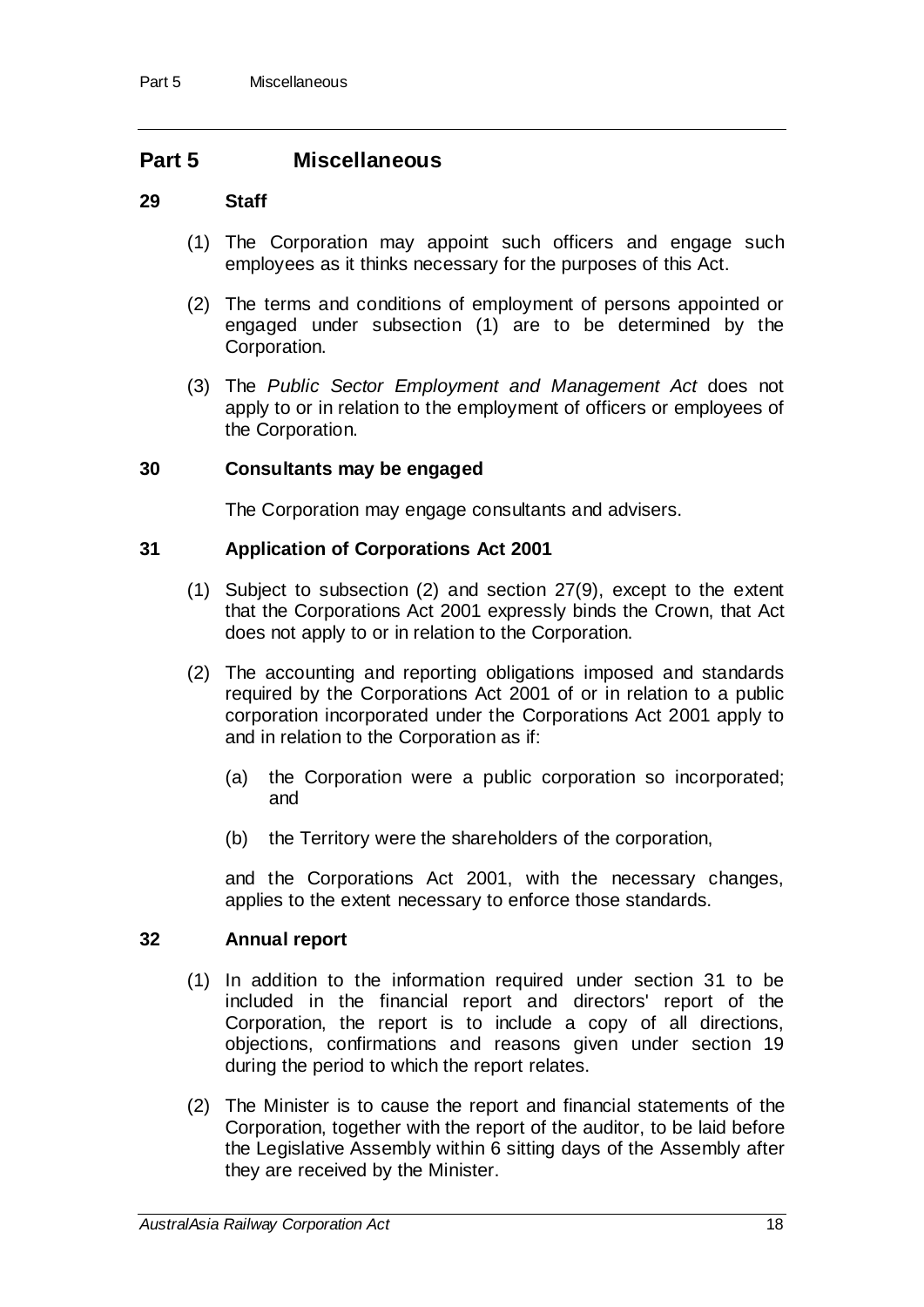## Part 5 Miscellaneous

### 29 Staff

(1) The Corporation may appoint such officers and engage such employees as it thinks necessary for the purposes of this Act.

(2) The terms and conditions of employment of persons appointed or engaged under subsection (1) are to be determined by the Corporation.

(3) The *Public Sector Employment and Management Act* does not apply to or in relation to the employment of officers or employees of the Corporation.

### 30 Consultants may be engaged

The Corporation may engage consultants and advisers.

### 31 Application of Corporations Act 2001

(1) Subject to subsection (2) and section 27(9), except to the extent that the Corporations Act 2001 expressly binds the Crown, that Act does not apply to or in relation to the Corporation.

(2) The accounting and reporting obligations imposed and standards required by the Corporations Act 2001 of or in relation to a public corporation incorporated under the Corporations Act 2001 apply to and in relation to the Corporation as if:

(a) the Corporation were a public corporation so incorporated; and

(b) the Territory were the shareholders of the corporation,

and the Corporations Act 2001, with the necessary changes, applies to the extent necessary to enforce those standards.

### 32 Annual report

(1) In addition to the information required under section 31 to be included in the financial report and directors' report of the Corporation, the report is to include a copy of all directions, objections, confirmations and reasons given under section 19 during the period to which the report relates.

(2) The Minister is to cause the report and financial statements of the Corporation, together with the report of the auditor, to be laid before the Legislative Assembly within 6 sitting days of the Assembly after they are received by the Minister.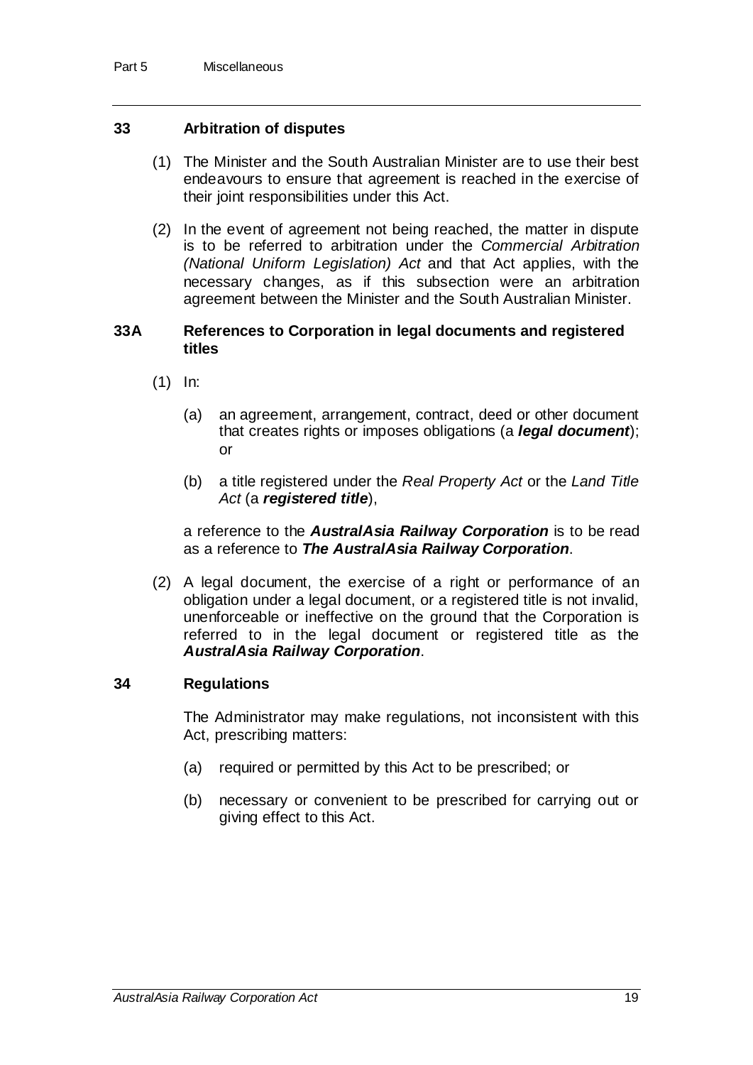### 33 Arbitration of disputes

(1) The Minister and the South Australian Minister are to use their best endeavours to ensure that agreement is reached in the exercise of their joint responsibilities under this Act.

(2) In the event of agreement not being reached, the matter in dispute is to be referred to arbitration under the *Commercial Arbitration (National Uniform Legislation) Act* and that Act applies, with the necessary changes, as if this subsection were an arbitration agreement between the Minister and the South Australian Minister.

### 33A References to Corporation in legal documents and registered titles

(1) In:

(a) an agreement, arrangement, contract, deed or other document that creates rights or imposes obligations (a ***legal document***); or

(b) a title registered under the *Real Property Act* or the *Land Title Act* (a ***registered title***),

a reference to the ***AustralAsia Railway Corporation*** is to be read as a reference to ***The AustralAsia Railway Corporation***.

(2) A legal document, the exercise of a right or performance of an obligation under a legal document, or a registered title is not invalid, unenforceable or ineffective on the ground that the Corporation is referred to in the legal document or registered title as the ***AustralAsia Railway Corporation***.

### 34 Regulations

The Administrator may make regulations, not inconsistent with this Act, prescribing matters:

(a) required or permitted by this Act to be prescribed; or

(b) necessary or convenient to be prescribed for carrying out or giving effect to this Act.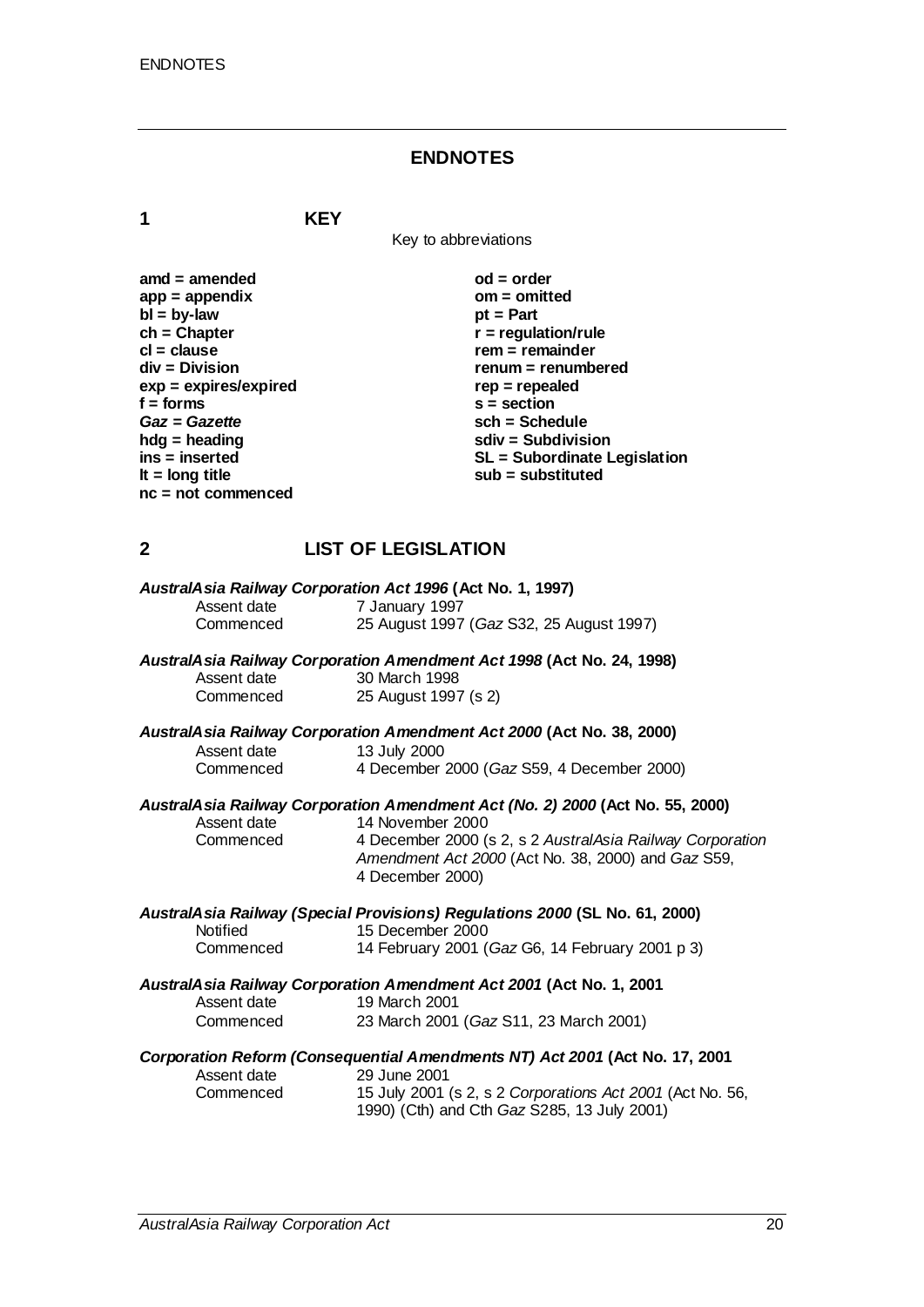# ENDNOTES

## 1 KEY

Key to abbreviations

**amd = amended**
**app = appendix**
**bl = by-law**
**ch = Chapter**
**cl = clause**
**div = Division**
**exp = expires/expired**
**f = forms**
***Gaz* = *Gazette***
**hdg = heading**
**ins = inserted**
**lt = long title**
**nc = not commenced**
**od = order**
**om = omitted**
**pt = Part**
**r = regulation/rule**
**rem = remainder**
**renum = renumbered**
**rep = repealed**
**s = section**
**sch = Schedule**
**sdiv = Subdivision**
**SL = Subordinate Legislation**
**sub = substituted**

## 2 LIST OF LEGISLATION

***AustralAsia Railway Corporation Act 1996* (Act No. 1, 1997)**
Assent date 7 January 1997
Commenced 25 August 1997 (*Gaz* S32, 25 August 1997)

***AustralAsia Railway Corporation Amendment Act 1998* (Act No. 24, 1998)**
Assent date 30 March 1998
Commenced 25 August 1997 (s 2)

***AustralAsia Railway Corporation Amendment Act 2000* (Act No. 38, 2000)**
Assent date 13 July 2000
Commenced 4 December 2000 (*Gaz* S59, 4 December 2000)

***AustralAsia Railway Corporation Amendment Act (No. 2) 2000* (Act No. 55, 2000)**
Assent date 14 November 2000
Commenced 4 December 2000 (s 2, s 2 *AustralAsia Railway Corporation Amendment Act 2000* (Act No. 38, 2000) and *Gaz* S59, 4 December 2000)

***AustralAsia Railway (Special Provisions) Regulations 2000* (SL No. 61, 2000)**
Notified 15 December 2000
Commenced 14 February 2001 (*Gaz* G6, 14 February 2001 p 3)

***AustralAsia Railway Corporation Amendment Act 2001* (Act No. 1, 2001**
Assent date 19 March 2001
Commenced 23 March 2001 (*Gaz* S11, 23 March 2001)

***Corporation Reform (Consequential Amendments NT) Act 2001* (Act No. 17, 2001**
Assent date 29 June 2001
Commenced 15 July 2001 (s 2, s 2 *Corporations Act 2001* (Act No. 56, 1990) (Cth) and Cth *Gaz* S285, 13 July 2001)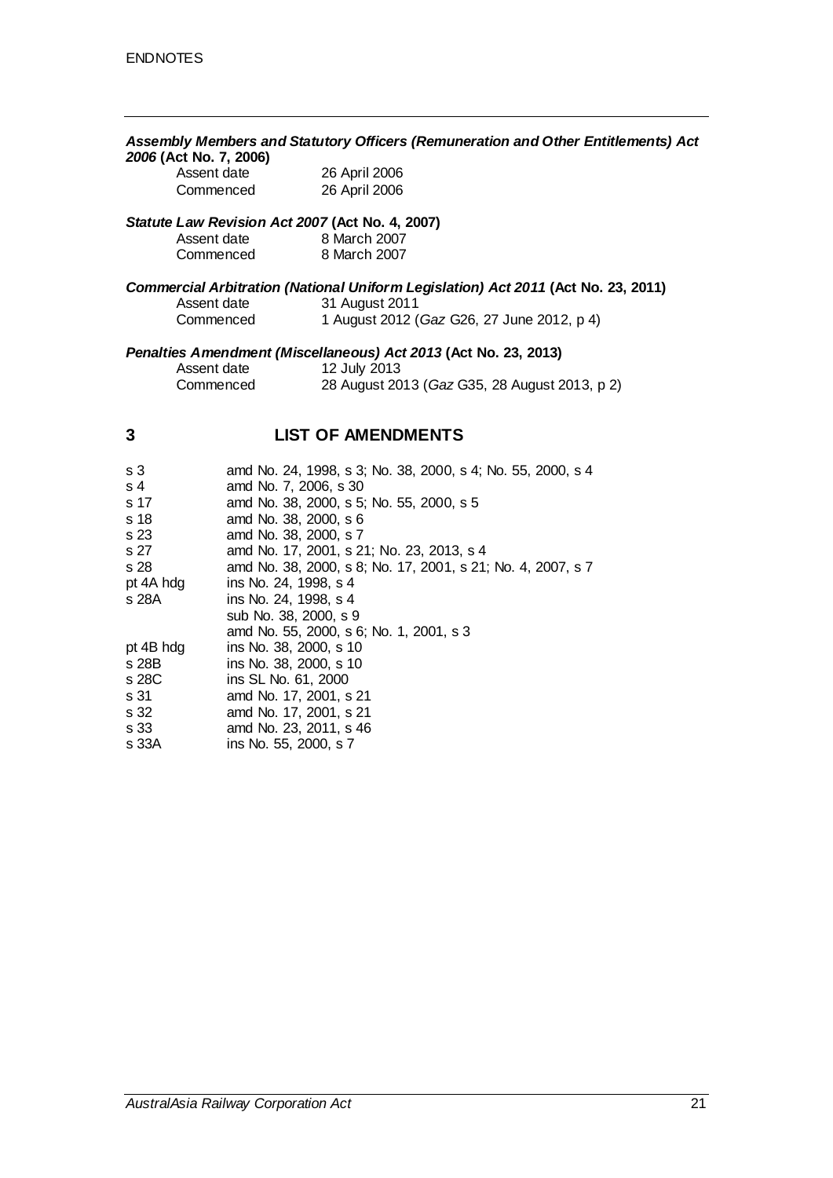***Assembly Members and Statutory Officers (Remuneration and Other Entitlements) Act 2006*** **(Act No. 7, 2006)**

| | |
|---|---|
| Assent date | 26 April 2006 |
| Commenced | 26 April 2006 |

***Statute Law Revision Act 2007*** **(Act No. 4, 2007)**

| | |
|---|---|
| Assent date | 8 March 2007 |
| Commenced | 8 March 2007 |

***Commercial Arbitration (National Uniform Legislation) Act 2011*** **(Act No. 23, 2011)**

| | |
|---|---|
| Assent date | 31 August 2011 |
| Commenced | 1 August 2012 (*Gaz* G26, 27 June 2012, p 4) |

***Penalties Amendment (Miscellaneous) Act 2013*** **(Act No. 23, 2013)**

| | |
|---|---|
| Assent date | 12 July 2013 |
| Commenced | 28 August 2013 (*Gaz* G35, 28 August 2013, p 2) |

## 3 LIST OF AMENDMENTS

| | |
|---|---|
| s 3 | amd No. 24, 1998, s 3; No. 38, 2000, s 4; No. 55, 2000, s 4 |
| s 4 | amd No. 7, 2006, s 30 |
| s 17 | amd No. 38, 2000, s 5; No. 55, 2000, s 5 |
| s 18 | amd No. 38, 2000, s 6 |
| s 23 | amd No. 38, 2000, s 7 |
| s 27 | amd No. 17, 2001, s 21; No. 23, 2013, s 4 |
| s 28 | amd No. 38, 2000, s 8; No. 17, 2001, s 21; No. 4, 2007, s 7 |
| pt 4A hdg | ins No. 24, 1998, s 4 |
| s 28A | ins No. 24, 1998, s 4 |
| | sub No. 38, 2000, s 9 |
| | amd No. 55, 2000, s 6; No. 1, 2001, s 3 |
| pt 4B hdg | ins No. 38, 2000, s 10 |
| s 28B | ins No. 38, 2000, s 10 |
| s 28C | ins SL No. 61, 2000 |
| s 31 | amd No. 17, 2001, s 21 |
| s 32 | amd No. 17, 2001, s 21 |
| s 33 | amd No. 23, 2011, s 46 |
| s 33A | ins No. 55, 2000, s 7 |